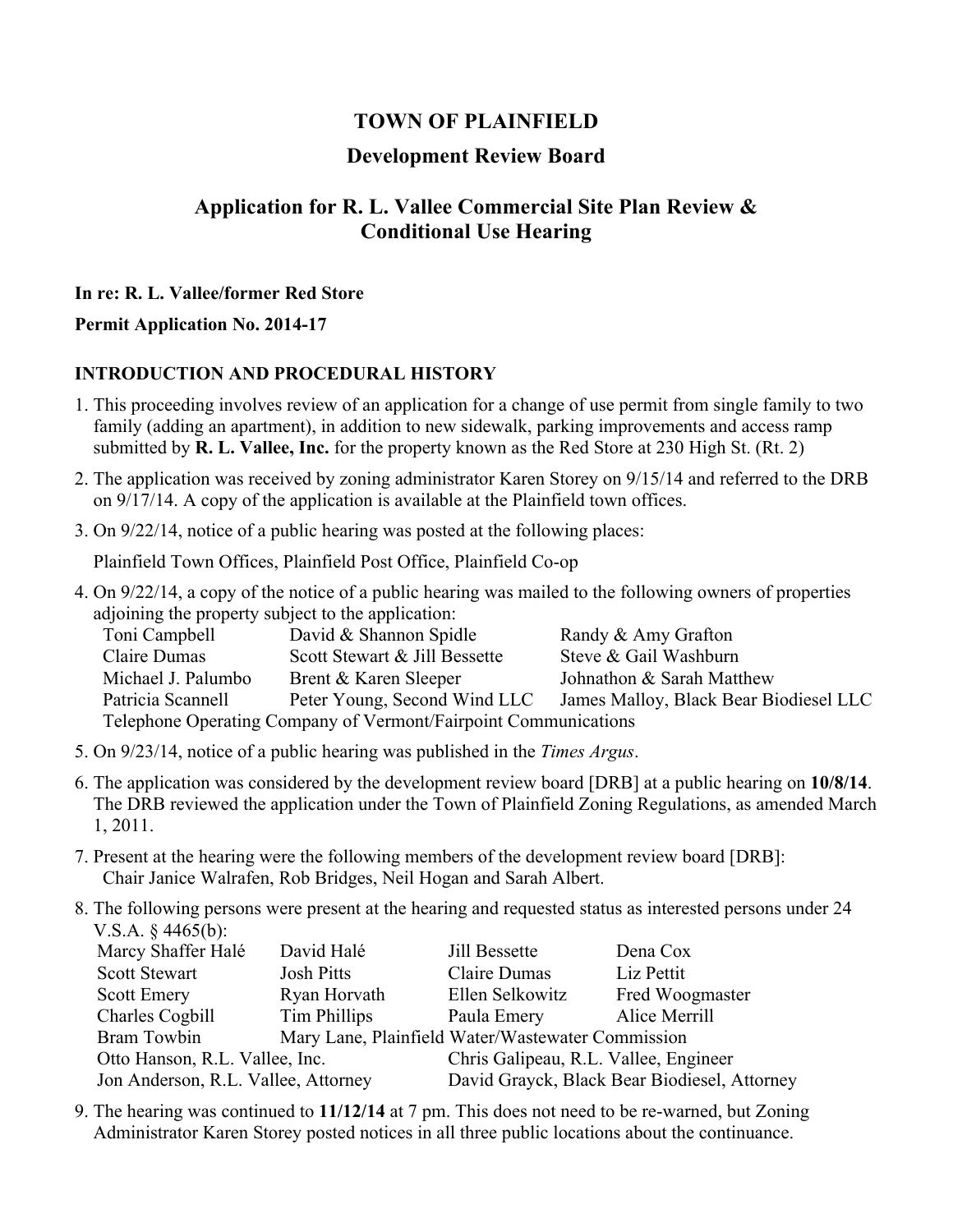# TOWN OF PLAINFIELD

## Development Review Board

## Application for R. L. Vallee Commercial Site Plan Review & Conditional Use Hearing

**In re: R. L. Vallee/former Red Store**

**Permit Application No. 2014-17**

### INTRODUCTION AND PROCEDURAL HISTORY

1. This proceeding involves review of an application for a change of use permit from single family to two family (adding an apartment), in addition to new sidewalk, parking improvements and access ramp submitted by **R. L. Vallee, Inc.** for the property known as the Red Store at 230 High St. (Rt. 2)

2. The application was received by zoning administrator Karen Storey on 9/15/14 and referred to the DRB on 9/17/14. A copy of the application is available at the Plainfield town offices.

3. On 9/22/14, notice of a public hearing was posted at the following places:

   Plainfield Town Offices, Plainfield Post Office, Plainfield Co-op

4. On 9/22/14, a copy of the notice of a public hearing was mailed to the following owners of properties adjoining the property subject to the application:

   | | | |
   |---|---|---|
   | Toni Campbell | David & Shannon Spidle | Randy & Amy Grafton |
   | Claire Dumas | Scott Stewart & Jill Bessette | Steve & Gail Washburn |
   | Michael J. Palumbo | Brent & Karen Sleeper | Johnathon & Sarah Matthew |
   | Patricia Scannell | Peter Young, Second Wind LLC | James Malloy, Black Bear Biodiesel LLC |

   Telephone Operating Company of Vermont/Fairpoint Communications

5. On 9/23/14, notice of a public hearing was published in the *Times Argus*.

6. The application was considered by the development review board [DRB] at a public hearing on **10/8/14**. The DRB reviewed the application under the Town of Plainfield Zoning Regulations, as amended March 1, 2011.

7. Present at the hearing were the following members of the development review board [DRB]:
   Chair Janice Walrafen, Rob Bridges, Neil Hogan and Sarah Albert.

8. The following persons were present at the hearing and requested status as interested persons under 24 V.S.A. § 4465(b):

   | | | | |
   |---|---|---|---|
   | Marcy Shaffer Halé | David Halé | Jill Bessette | Dena Cox |
   | Scott Stewart | Josh Pitts | Claire Dumas | Liz Pettit |
   | Scott Emery | Ryan Horvath | Ellen Selkowitz | Fred Woogmaster |
   | Charles Cogbill | Tim Phillips | Paula Emery | Alice Merrill |

   Bram Towbin
   Mary Lane, Plainfield Water/Wastewater Commission
   Otto Hanson, R.L. Vallee, Inc.
   Chris Galipeau, R.L. Vallee, Engineer
   Jon Anderson, R.L. Vallee, Attorney
   David Grayck, Black Bear Biodiesel, Attorney

9. The hearing was continued to **11/12/14** at 7 pm. This does not need to be re-warned, but Zoning Administrator Karen Storey posted notices in all three public locations about the continuance.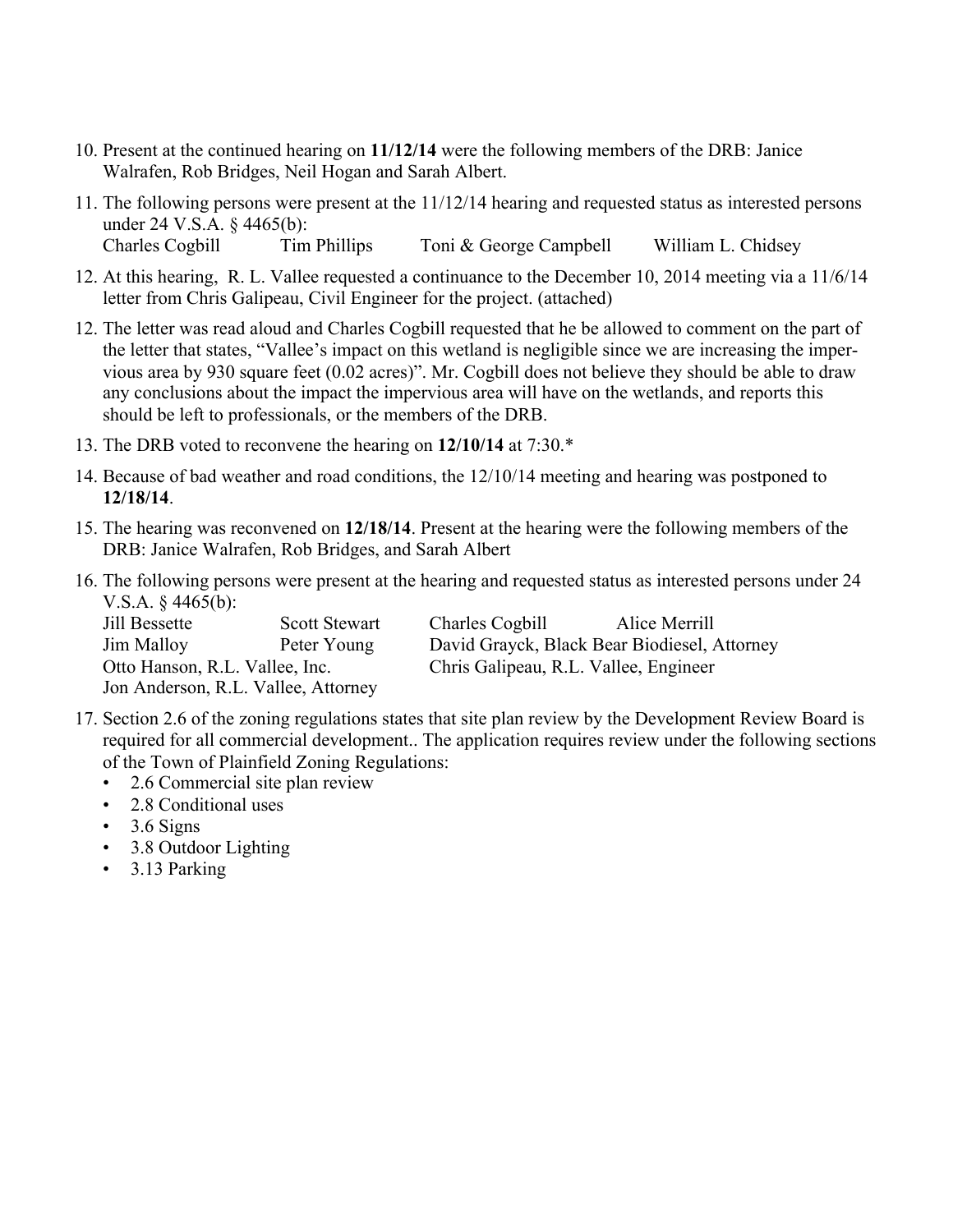10. Present at the continued hearing on **11/12/14** were the following members of the DRB: Janice Walrafen, Rob Bridges, Neil Hogan and Sarah Albert.

11. The following persons were present at the 11/12/14 hearing and requested status as interested persons under 24 V.S.A. § 4465(b):
    Charles Cogbill    Tim Phillips    Toni & George Campbell    William L. Chidsey

12. At this hearing,  R. L. Vallee requested a continuance to the December 10, 2014 meeting via a 11/6/14 letter from Chris Galipeau, Civil Engineer for the project. (attached)

12. The letter was read aloud and Charles Cogbill requested that he be allowed to comment on the part of the letter that states, "Vallee's impact on this wetland is negligible since we are increasing the impervious area by 930 square feet (0.02 acres)". Mr. Cogbill does not believe they should be able to draw any conclusions about the impact the impervious area will have on the wetlands, and reports this should be left to professionals, or the members of the DRB.

13. The DRB voted to reconvene the hearing on **12/10/14** at 7:30.*

14. Because of bad weather and road conditions, the 12/10/14 meeting and hearing was postponed to **12/18/14**.

15. The hearing was reconvened on **12/18/14**. Present at the hearing were the following members of the DRB: Janice Walrafen, Rob Bridges, and Sarah Albert

16. The following persons were present at the hearing and requested status as interested persons under 24 V.S.A. § 4465(b):
    Jill Bessette    Scott Stewart    Charles Cogbill    Alice Merrill
    Jim Malloy    Peter Young    David Grayck, Black Bear Biodiesel, Attorney
    Otto Hanson, R.L. Vallee, Inc.    Chris Galipeau, R.L. Vallee, Engineer
    Jon Anderson, R.L. Vallee, Attorney

17. Section 2.6 of the zoning regulations states that site plan review by the Development Review Board is required for all commercial development.. The application requires review under the following sections of the Town of Plainfield Zoning Regulations:
    - 2.6 Commercial site plan review
    - 2.8 Conditional uses
    - 3.6 Signs
    - 3.8 Outdoor Lighting
    - 3.13 Parking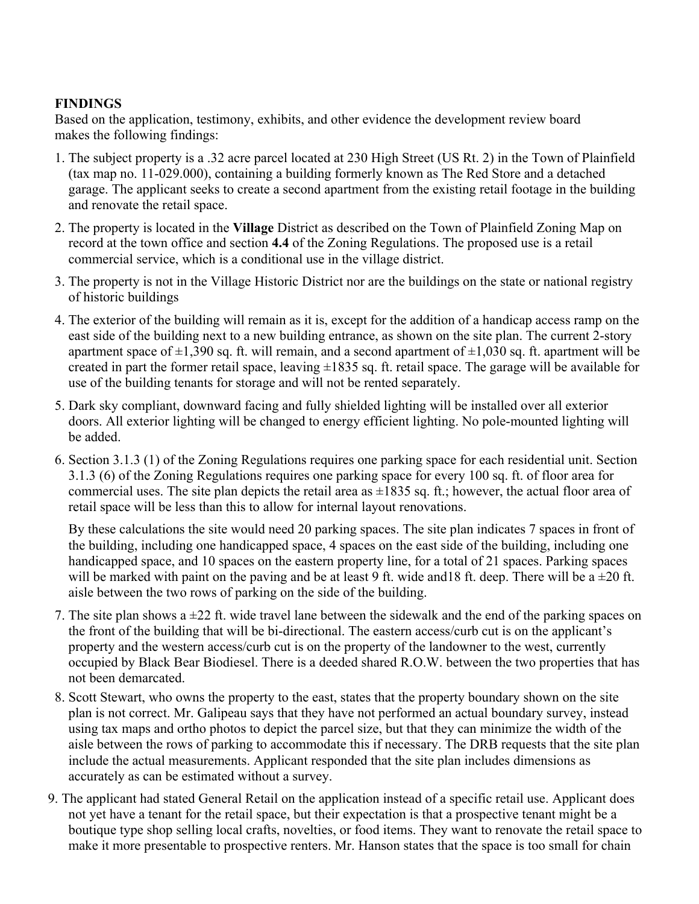**FINDINGS**

Based on the application, testimony, exhibits, and other evidence the development review board makes the following findings:

1. The subject property is a .32 acre parcel located at 230 High Street (US Rt. 2) in the Town of Plainfield (tax map no. 11-029.000), containing a building formerly known as The Red Store and a detached garage. The applicant seeks to create a second apartment from the existing retail footage in the building and renovate the retail space.
2. The property is located in the **Village** District as described on the Town of Plainfield Zoning Map on record at the town office and section **4.4** of the Zoning Regulations. The proposed use is a retail commercial service, which is a conditional use in the village district.
3. The property is not in the Village Historic District nor are the buildings on the state or national registry of historic buildings
4. The exterior of the building will remain as it is, except for the addition of a handicap access ramp on the east side of the building next to a new building entrance, as shown on the site plan. The current 2-story apartment space of ±1,390 sq. ft. will remain, and a second apartment of ±1,030 sq. ft. apartment will be created in part the former retail space, leaving ±1835 sq. ft. retail space. The garage will be available for use of the building tenants for storage and will not be rented separately.
5. Dark sky compliant, downward facing and fully shielded lighting will be installed over all exterior doors. All exterior lighting will be changed to energy efficient lighting. No pole-mounted lighting will be added.
6. Section 3.1.3 (1) of the Zoning Regulations requires one parking space for each residential unit. Section 3.1.3 (6) of the Zoning Regulations requires one parking space for every 100 sq. ft. of floor area for commercial uses. The site plan depicts the retail area as ±1835 sq. ft.; however, the actual floor area of retail space will be less than this to allow for internal layout renovations.

   By these calculations the site would need 20 parking spaces. The site plan indicates 7 spaces in front of the building, including one handicapped space, 4 spaces on the east side of the building, including one handicapped space, and 10 spaces on the eastern property line, for a total of 21 spaces. Parking spaces will be marked with paint on the paving and be at least 9 ft. wide and18 ft. deep. There will be a ±20 ft. aisle between the two rows of parking on the side of the building.
7. The site plan shows a ±22 ft. wide travel lane between the sidewalk and the end of the parking spaces on the front of the building that will be bi-directional. The eastern access/curb cut is on the applicant's property and the western access/curb cut is on the property of the landowner to the west, currently occupied by Black Bear Biodiesel. There is a deeded shared R.O.W. between the two properties that has not been demarcated.
8. Scott Stewart, who owns the property to the east, states that the property boundary shown on the site plan is not correct. Mr. Galipeau says that they have not performed an actual boundary survey, instead using tax maps and ortho photos to depict the parcel size, but that they can minimize the width of the aisle between the rows of parking to accommodate this if necessary. The DRB requests that the site plan include the actual measurements. Applicant responded that the site plan includes dimensions as accurately as can be estimated without a survey.
9. The applicant had stated General Retail on the application instead of a specific retail use. Applicant does not yet have a tenant for the retail space, but their expectation is that a prospective tenant might be a boutique type shop selling local crafts, novelties, or food items. They want to renovate the retail space to make it more presentable to prospective renters. Mr. Hanson states that the space is too small for chain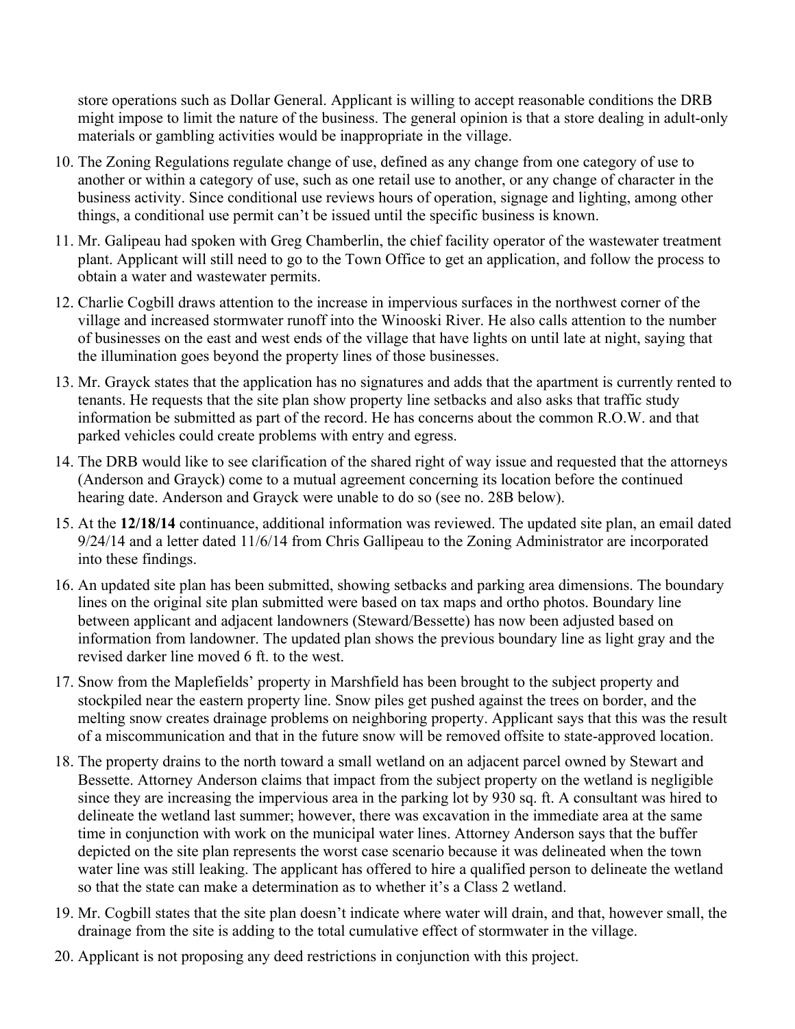store operations such as Dollar General. Applicant is willing to accept reasonable conditions the DRB might impose to limit the nature of the business. The general opinion is that a store dealing in adult-only materials or gambling activities would be inappropriate in the village.

10. The Zoning Regulations regulate change of use, defined as any change from one category of use to another or within a category of use, such as one retail use to another, or any change of character in the business activity. Since conditional use reviews hours of operation, signage and lighting, among other things, a conditional use permit can't be issued until the specific business is known.
11. Mr. Galipeau had spoken with Greg Chamberlin, the chief facility operator of the wastewater treatment plant. Applicant will still need to go to the Town Office to get an application, and follow the process to obtain a water and wastewater permits.
12. Charlie Cogbill draws attention to the increase in impervious surfaces in the northwest corner of the village and increased stormwater runoff into the Winooski River. He also calls attention to the number of businesses on the east and west ends of the village that have lights on until late at night, saying that the illumination goes beyond the property lines of those businesses.
13. Mr. Grayck states that the application has no signatures and adds that the apartment is currently rented to tenants. He requests that the site plan show property line setbacks and also asks that traffic study information be submitted as part of the record. He has concerns about the common R.O.W. and that parked vehicles could create problems with entry and egress.
14. The DRB would like to see clarification of the shared right of way issue and requested that the attorneys (Anderson and Grayck) come to a mutual agreement concerning its location before the continued hearing date. Anderson and Grayck were unable to do so (see no. 28B below).
15. At the **12/18/14** continuance, additional information was reviewed. The updated site plan, an email dated 9/24/14 and a letter dated 11/6/14 from Chris Gallipeau to the Zoning Administrator are incorporated into these findings.
16. An updated site plan has been submitted, showing setbacks and parking area dimensions. The boundary lines on the original site plan submitted were based on tax maps and ortho photos. Boundary line between applicant and adjacent landowners (Steward/Bessette) has now been adjusted based on information from landowner. The updated plan shows the previous boundary line as light gray and the revised darker line moved 6 ft. to the west.
17. Snow from the Maplefields' property in Marshfield has been brought to the subject property and stockpiled near the eastern property line. Snow piles get pushed against the trees on border, and the melting snow creates drainage problems on neighboring property. Applicant says that this was the result of a miscommunication and that in the future snow will be removed offsite to state-approved location.
18. The property drains to the north toward a small wetland on an adjacent parcel owned by Stewart and Bessette. Attorney Anderson claims that impact from the subject property on the wetland is negligible since they are increasing the impervious area in the parking lot by 930 sq. ft. A consultant was hired to delineate the wetland last summer; however, there was excavation in the immediate area at the same time in conjunction with work on the municipal water lines. Attorney Anderson says that the buffer depicted on the site plan represents the worst case scenario because it was delineated when the town water line was still leaking. The applicant has offered to hire a qualified person to delineate the wetland so that the state can make a determination as to whether it's a Class 2 wetland.
19. Mr. Cogbill states that the site plan doesn't indicate where water will drain, and that, however small, the drainage from the site is adding to the total cumulative effect of stormwater in the village.
20. Applicant is not proposing any deed restrictions in conjunction with this project.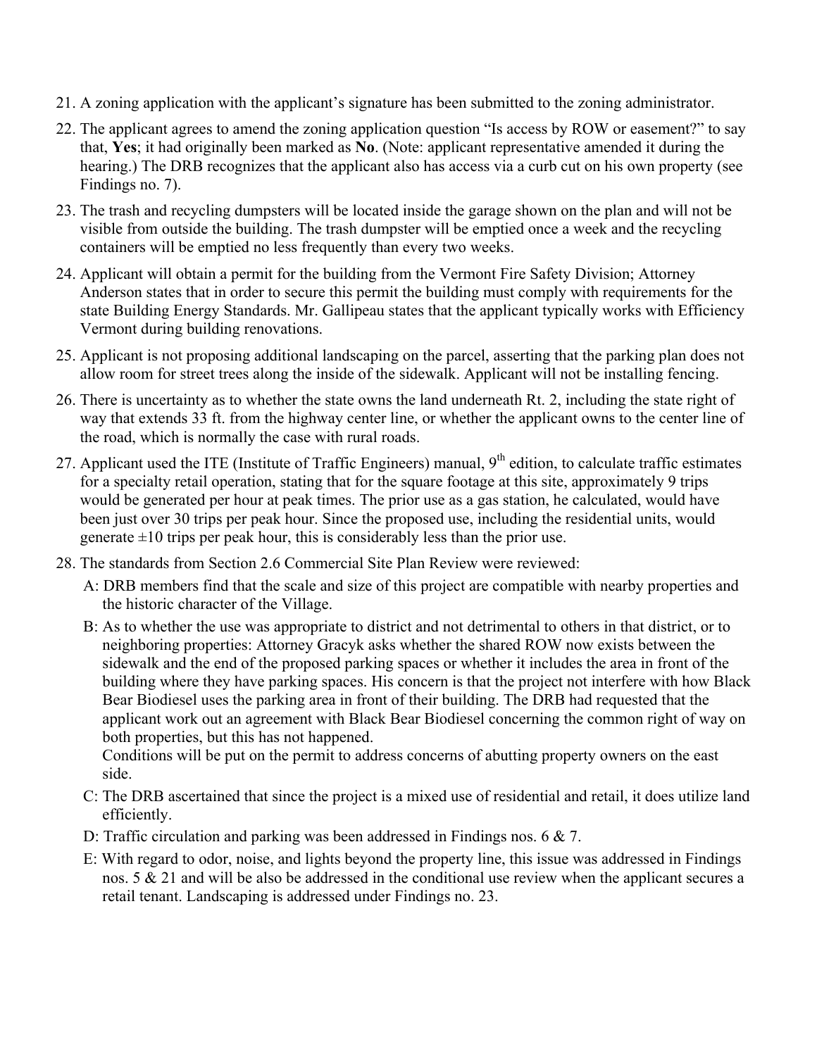21. A zoning application with the applicant's signature has been submitted to the zoning administrator.

22. The applicant agrees to amend the zoning application question "Is access by ROW or easement?" to say that, **Yes**; it had originally been marked as **No**. (Note: applicant representative amended it during the hearing.) The DRB recognizes that the applicant also has access via a curb cut on his own property (see Findings no. 7).

23. The trash and recycling dumpsters will be located inside the garage shown on the plan and will not be visible from outside the building. The trash dumpster will be emptied once a week and the recycling containers will be emptied no less frequently than every two weeks.

24. Applicant will obtain a permit for the building from the Vermont Fire Safety Division; Attorney Anderson states that in order to secure this permit the building must comply with requirements for the state Building Energy Standards. Mr. Gallipeau states that the applicant typically works with Efficiency Vermont during building renovations.

25. Applicant is not proposing additional landscaping on the parcel, asserting that the parking plan does not allow room for street trees along the inside of the sidewalk. Applicant will not be installing fencing.

26. There is uncertainty as to whether the state owns the land underneath Rt. 2, including the state right of way that extends 33 ft. from the highway center line, or whether the applicant owns to the center line of the road, which is normally the case with rural roads.

27. Applicant used the ITE (Institute of Traffic Engineers) manual, 9th edition, to calculate traffic estimates for a specialty retail operation, stating that for the square footage at this site, approximately 9 trips would be generated per hour at peak times. The prior use as a gas station, he calculated, would have been just over 30 trips per peak hour. Since the proposed use, including the residential units, would generate ±10 trips per peak hour, this is considerably less than the prior use.

28. The standards from Section 2.6 Commercial Site Plan Review were reviewed:

    A: DRB members find that the scale and size of this project are compatible with nearby properties and the historic character of the Village.

    B: As to whether the use was appropriate to district and not detrimental to others in that district, or to neighboring properties: Attorney Gracyk asks whether the shared ROW now exists between the sidewalk and the end of the proposed parking spaces or whether it includes the area in front of the building where they have parking spaces. His concern is that the project not interfere with how Black Bear Biodiesel uses the parking area in front of their building. The DRB had requested that the applicant work out an agreement with Black Bear Biodiesel concerning the common right of way on both properties, but this has not happened.
    Conditions will be put on the permit to address concerns of abutting property owners on the east side.

    C: The DRB ascertained that since the project is a mixed use of residential and retail, it does utilize land efficiently.

    D: Traffic circulation and parking was been addressed in Findings nos. 6 & 7.

    E: With regard to odor, noise, and lights beyond the property line, this issue was addressed in Findings nos. 5 & 21 and will be also be addressed in the conditional use review when the applicant secures a retail tenant. Landscaping is addressed under Findings no. 23.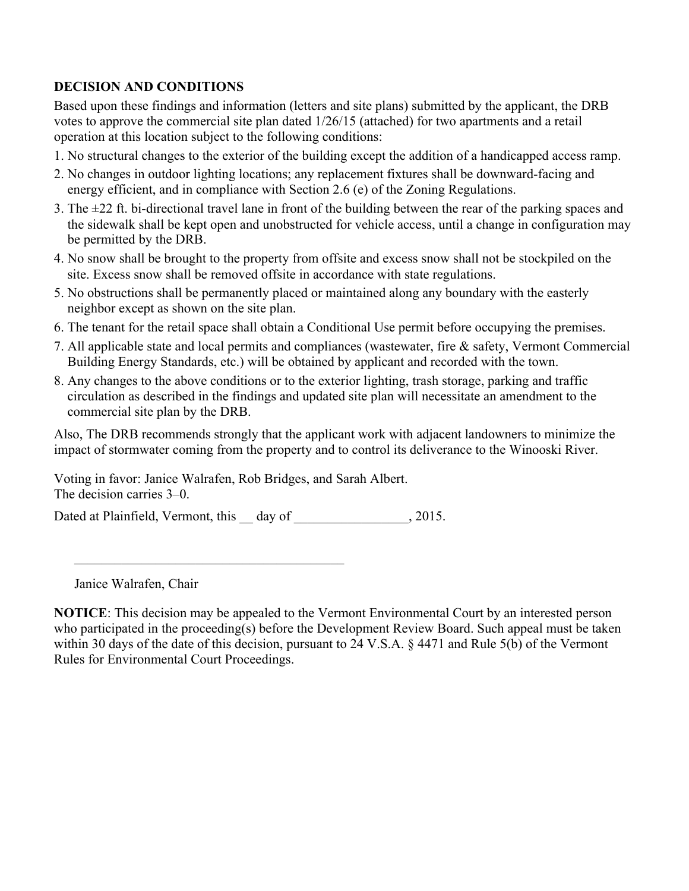**DECISION AND CONDITIONS**

Based upon these findings and information (letters and site plans) submitted by the applicant, the DRB votes to approve the commercial site plan dated 1/26/15 (attached) for two apartments and a retail operation at this location subject to the following conditions:

1. No structural changes to the exterior of the building except the addition of a handicapped access ramp.
2. No changes in outdoor lighting locations; any replacement fixtures shall be downward-facing and energy efficient, and in compliance with Section 2.6 (e) of the Zoning Regulations.
3. The ±22 ft. bi-directional travel lane in front of the building between the rear of the parking spaces and the sidewalk shall be kept open and unobstructed for vehicle access, until a change in configuration may be permitted by the DRB.
4. No snow shall be brought to the property from offsite and excess snow shall not be stockpiled on the site. Excess snow shall be removed offsite in accordance with state regulations.
5. No obstructions shall be permanently placed or maintained along any boundary with the easterly neighbor except as shown on the site plan.
6. The tenant for the retail space shall obtain a Conditional Use permit before occupying the premises.
7. All applicable state and local permits and compliances (wastewater, fire & safety, Vermont Commercial Building Energy Standards, etc.) will be obtained by applicant and recorded with the town.
8. Any changes to the above conditions or to the exterior lighting, trash storage, parking and traffic circulation as described in the findings and updated site plan will necessitate an amendment to the commercial site plan by the DRB.

Also, The DRB recommends strongly that the applicant work with adjacent landowners to minimize the impact of stormwater coming from the property and to control its deliverance to the Winooski River.

Voting in favor: Janice Walrafen, Rob Bridges, and Sarah Albert.
The decision carries 3–0.

Dated at Plainfield, Vermont, this __ day of _________________, 2015.

\_\_\_\_\_\_\_\_\_\_\_\_\_\_\_\_\_\_\_\_\_\_\_\_\_\_\_\_\_\_\_\_\_\_\_\_\_\_\_\_

Janice Walrafen, Chair

**NOTICE**: This decision may be appealed to the Vermont Environmental Court by an interested person who participated in the proceeding(s) before the Development Review Board. Such appeal must be taken within 30 days of the date of this decision, pursuant to 24 V.S.A. § 4471 and Rule 5(b) of the Vermont Rules for Environmental Court Proceedings.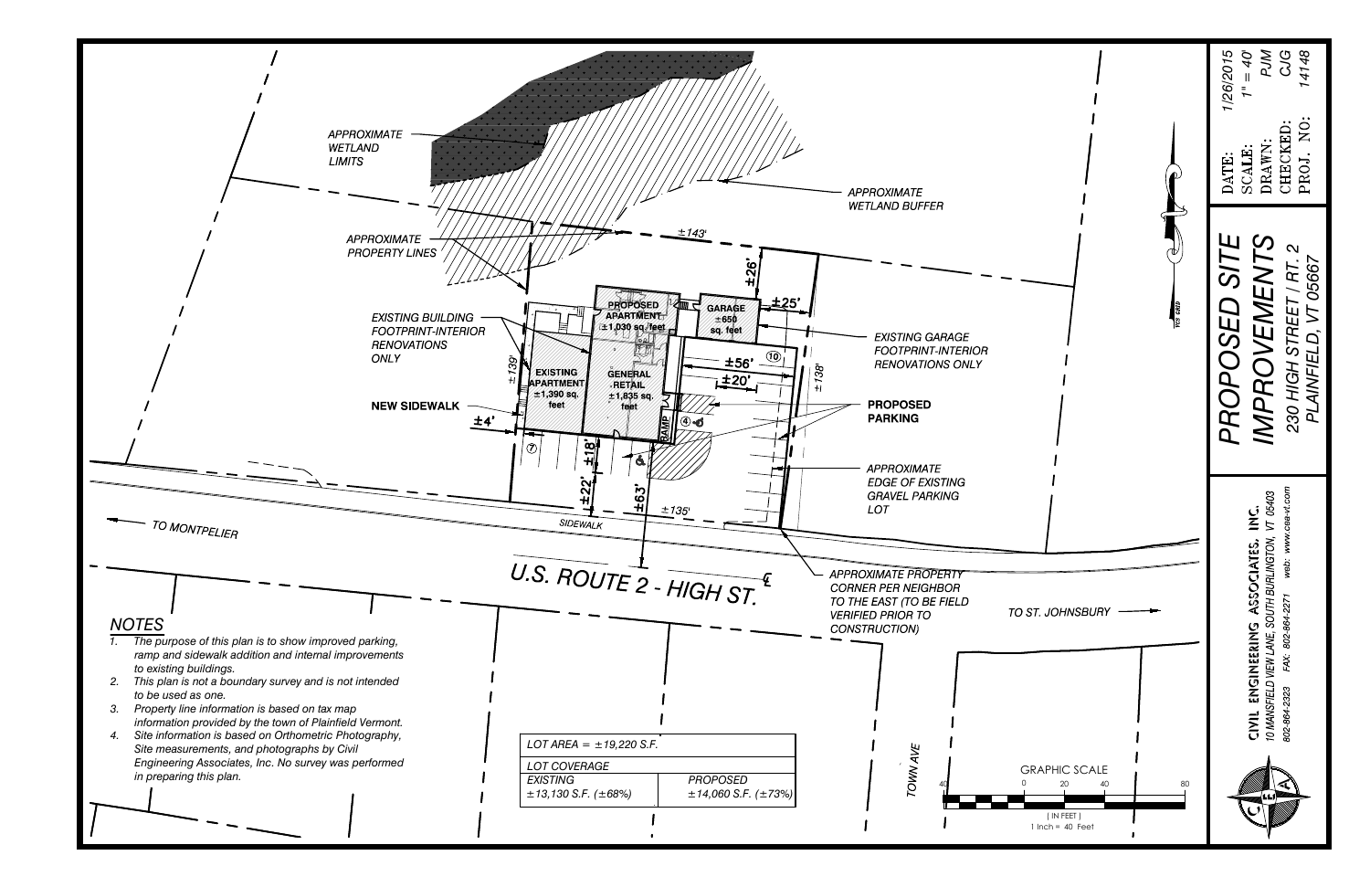APPROXIMATE WETLAND LIMITS

APPROXIMATE WETLAND BUFFER

APPROXIMATE PROPERTY LINES

±143'

±26'

±25'

PROPOSED APARTMENT ±1,030 sq. feet

GARAGE ±650 sq. feet

EXISTING BUILDING FOOTPRINT-INTERIOR RENOVATIONS ONLY

EXISTING GARAGE FOOTPRINT-INTERIOR RENOVATIONS ONLY

±139'

EXISTING APARTMENT ±1,390 sq. feet

GENERAL RETAIL ±1,835 sq. feet

±56'

10

±20'

±138'

NEW SIDEWALK

±4'

RAMP

4

PROPOSED PARKING

7

±18'

±22'

±63'

APPROXIMATE EDGE OF EXISTING GRAVEL PARKING LOT

±135'

SIDEWALK

TO MONTPELIER

U.S. ROUTE 2 - HIGH ST.

℄

APPROXIMATE PROPERTY CORNER PER NEIGHBOR TO THE EAST (TO BE FIELD VERIFIED PRIOR TO CONSTRUCTION)

TO ST. JOHNSBURY

TOWN AVE

## NOTES

1. The purpose of this plan is to show improved parking, ramp and sidewalk addition and internal improvements to existing buildings.
2. This plan is not a boundary survey and is not intended to be used as one.
3. Property line information is based on tax map information provided by the town of Plainfield Vermont.
4. Site information is based on Orthometric Photography, Site measurements, and photographs by Civil Engineering Associates, Inc. No survey was performed in preparing this plan.

| | |
|---|---|
| LOT AREA = ±19,220 S.F. | |
| LOT COVERAGE | |
| EXISTING | PROPOSED |
| ±13,130 S.F. (±68%) | ±14,060 S.F. (±73%) |

GRAPHIC SCALE

40 0 20 40 80

( IN FEET )
1 inch = 40 Feet

| | |
|---|---|
| DATE: | 1/26/2015 |
| SCALE: | 1" = 40' |
| DRAWN: | PJM |
| CHECKED: | CJG |
| PROJ. NO: | 14148 |

# PROPOSED SITE IMPROVEMENTS

230 HIGH STREET / RT. 2
PLAINFIELD, VT 05667

CIVIL ENGINEERING ASSOCIATES, INC.
10 MANSFIELD VIEW LANE, SOUTH BURLINGTON, VT 05403
802-864-2323 FAX: 802-864-2271 web: www.cea-vt.com